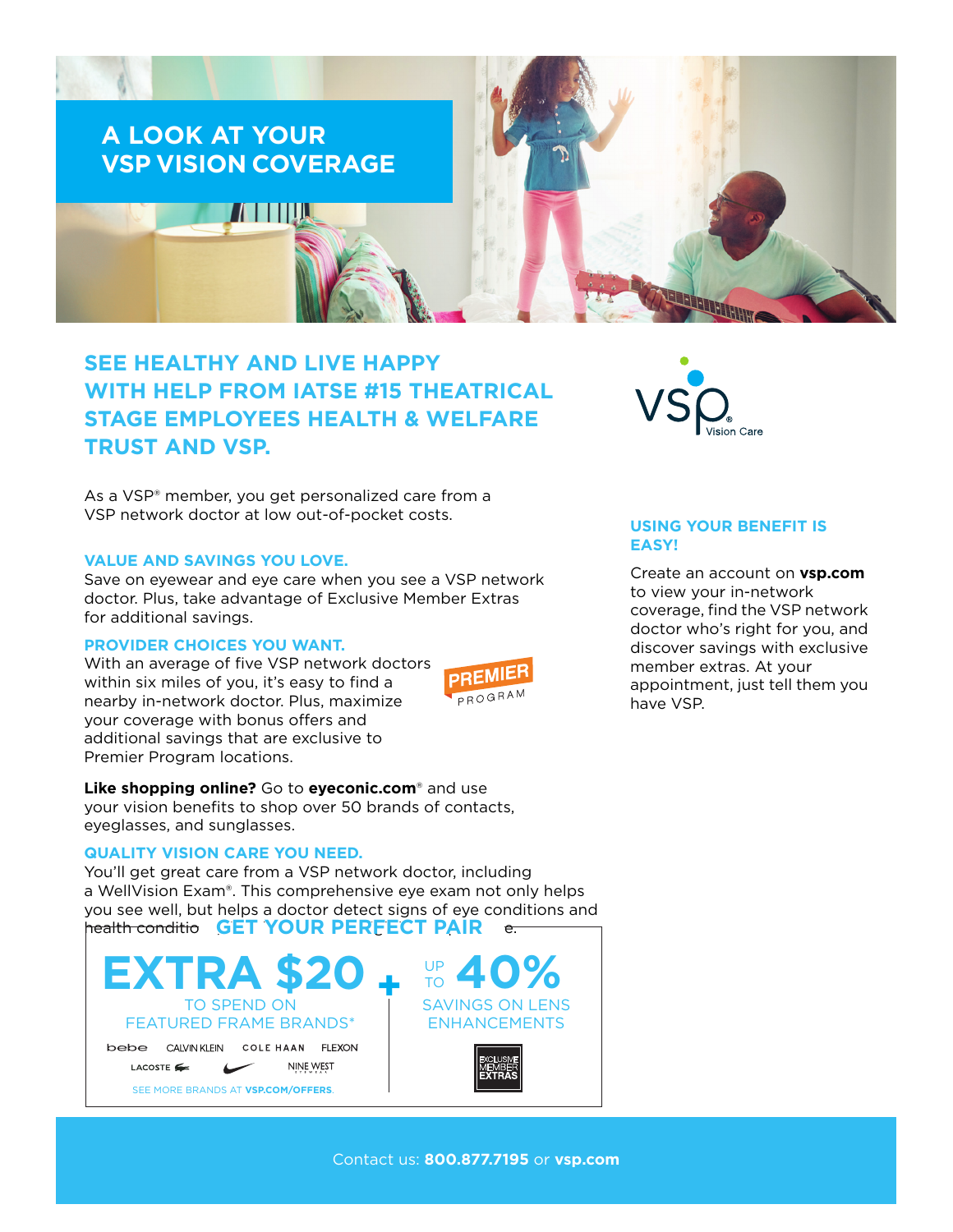# A LOOK AT YOUR VSP VISION COVERAGE

## SEE HEALTHY AND LIVE HAPPY WITH HELP FROM IATSE #15 THEATRICAL STAGE EMPLOYEES HEALTH & WELFARE TRUST AND VSP.

As a VSP® member, you get personalized care from a VSP network doctor at low out-of-pocket costs.

### VALUE AND SAVINGS YOU LOVE.

Save on eyewear and eye care when you see a VSP network doctor. Plus, take advantage of Exclusive Member Extras for additional savings.

### PROVIDER CHOICES YOU WANT.

With an average of five VSP network doctors within six miles of you, it's easy to find a nearby in-network doctor. Plus, maximize your coverage with bonus offers and additional savings that are exclusive to Premier Program locations.

PREMIER PROGRAM

**Like shopping online?** Go to **eyeconic.com**® and use your vision benefits to shop over 50 brands of contacts, eyeglasses, and sunglasses.

### QUALITY VISION CARE YOU NEED.

You'll get great care from a VSP network doctor, including a WellVision Exam®. This comprehensive eye exam not only helps you see well, but helps a doctor detect signs of eye conditions and health conditio e.

### USING YOUR BENEFIT IS EASY!

Create an account on **vsp.com** to view your in-network coverage, find the VSP network doctor who's right for you, and discover savings with exclusive member extras. At your appointment, just tell them you have VSP.

## GET YOUR PERFECT PAIR

**EXTRA $20** TO SPEND ON FEATURED FRAME BRANDS*

bebe, CALVIN KLEIN, COLE HAAN, FLEXON, LACOSTE, NIKE, NINE WEST

SEE MORE BRANDS AT **VSP.COM/OFFERS**.

**+**

UP TO **40%** SAVINGS ON LENS ENHANCEMENTS

EXCLUSIVE MEMBER EXTRAS

Contact us: **800.877.7195** or **vsp.com**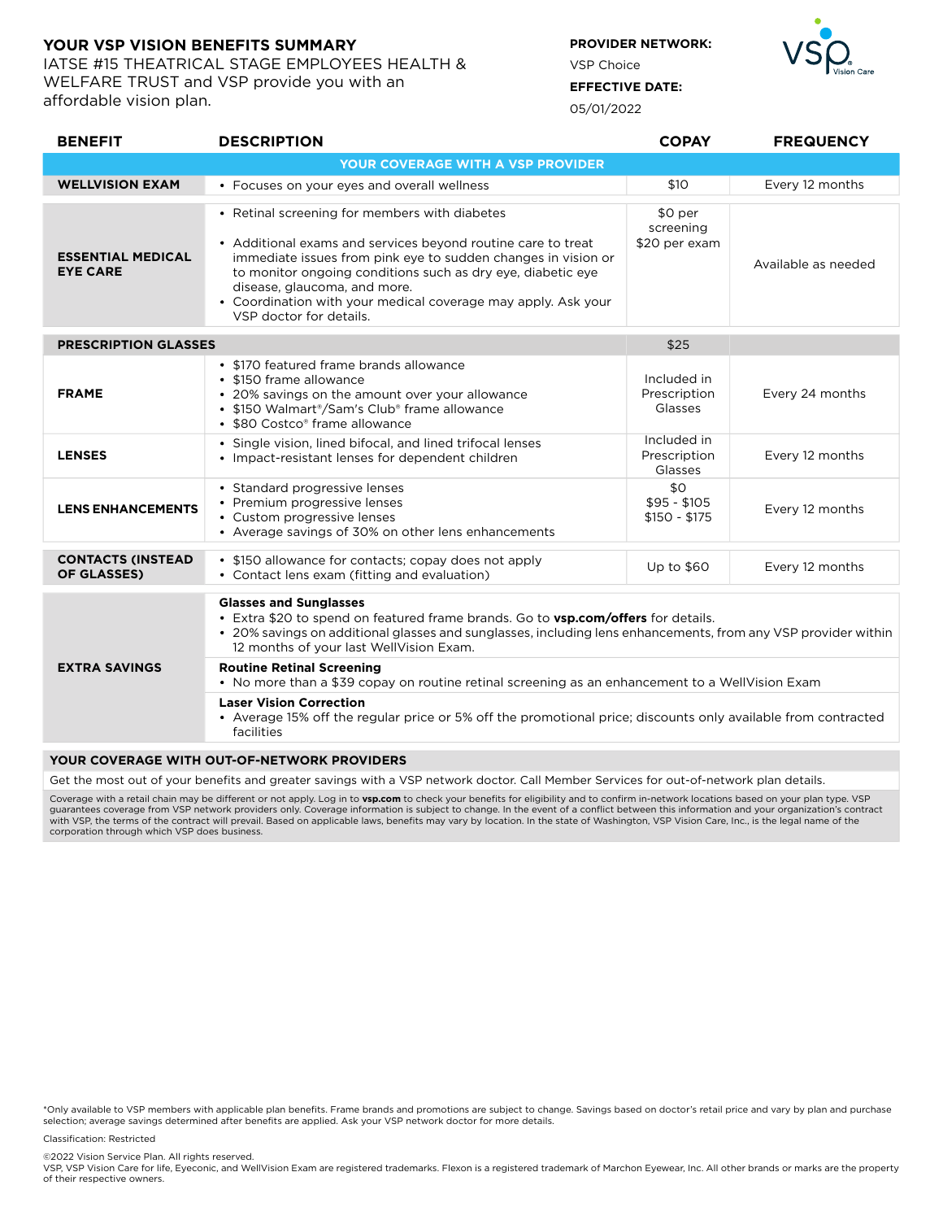# YOUR VSP VISION BENEFITS SUMMARY

IATSE #15 THEATRICAL STAGE EMPLOYEES HEALTH & WELFARE TRUST and VSP provide you with an affordable vision plan.

**PROVIDER NETWORK:**
VSP Choice

**EFFECTIVE DATE:**
05/01/2022

| BENEFIT | DESCRIPTION | COPAY | FREQUENCY |
|---|---|---|---|
| **YOUR COVERAGE WITH A VSP PROVIDER** | | | |
| **WELLVISION EXAM** | • Focuses on your eyes and overall wellness | $10 | Every 12 months |
| **ESSENTIAL MEDICAL EYE CARE** | • Retinal screening for members with diabetes<br>• Additional exams and services beyond routine care to treat immediate issues from pink eye to sudden changes in vision or to monitor ongoing conditions such as dry eye, diabetic eye disease, glaucoma, and more.<br>• Coordination with your medical coverage may apply. Ask your VSP doctor for details. | $0 per screening<br>$20 per exam | Available as needed |
| **PRESCRIPTION GLASSES** | | $25 | |
| **FRAME** | • $170 featured frame brands allowance<br>• $150 frame allowance<br>• 20% savings on the amount over your allowance<br>• $150 Walmart®/Sam's Club® frame allowance<br>• $80 Costco® frame allowance | Included in Prescription Glasses | Every 24 months |
| **LENSES** | • Single vision, lined bifocal, and lined trifocal lenses<br>• Impact-resistant lenses for dependent children | Included in Prescription Glasses | Every 12 months |
| **LENS ENHANCEMENTS** | • Standard progressive lenses<br>• Premium progressive lenses<br>• Custom progressive lenses<br>• Average savings of 30% on other lens enhancements | $0<br>$95 - $105<br>$150 - $175 | Every 12 months |
| **CONTACTS (INSTEAD OF GLASSES)** | • $150 allowance for contacts; copay does not apply<br>• Contact lens exam (fitting and evaluation) | Up to $60 | Every 12 months |
| **EXTRA SAVINGS** | **Glasses and Sunglasses**<br>• Extra $20 to spend on featured frame brands. Go to **vsp.com/offers** for details.<br>• 20% savings on additional glasses and sunglasses, including lens enhancements, from any VSP provider within 12 months of your last WellVision Exam.<br>**Routine Retinal Screening**<br>• No more than a $39 copay on routine retinal screening as an enhancement to a WellVision Exam<br>**Laser Vision Correction**<br>• Average 15% off the regular price or 5% off the promotional price; discounts only available from contracted facilities | | |

**YOUR COVERAGE WITH OUT-OF-NETWORK PROVIDERS**

Get the most out of your benefits and greater savings with a VSP network doctor. Call Member Services for out-of-network plan details.

Coverage with a retail chain may be different or not apply. Log in to **vsp.com** to check your benefits for eligibility and to confirm in-network locations based on your plan type. VSP guarantees coverage from VSP network providers only. Coverage information is subject to change. In the event of a conflict between this information and your organization's contract with VSP, the terms of the contract will prevail. Based on applicable laws, benefits may vary by location. In the state of Washington, VSP Vision Care, Inc., is the legal name of the corporation through which VSP does business.

*Only available to VSP members with applicable plan benefits. Frame brands and promotions are subject to change. Savings based on doctor's retail price and vary by plan and purchase selection; average savings determined after benefits are applied. Ask your VSP network doctor for more details.

Classification: Restricted

©2022 Vision Service Plan. All rights reserved.
VSP, VSP Vision Care for life, Eyeconic, and WellVision Exam are registered trademarks. Flexon is a registered trademark of Marchon Eyewear, Inc. All other brands or marks are the property of their respective owners.